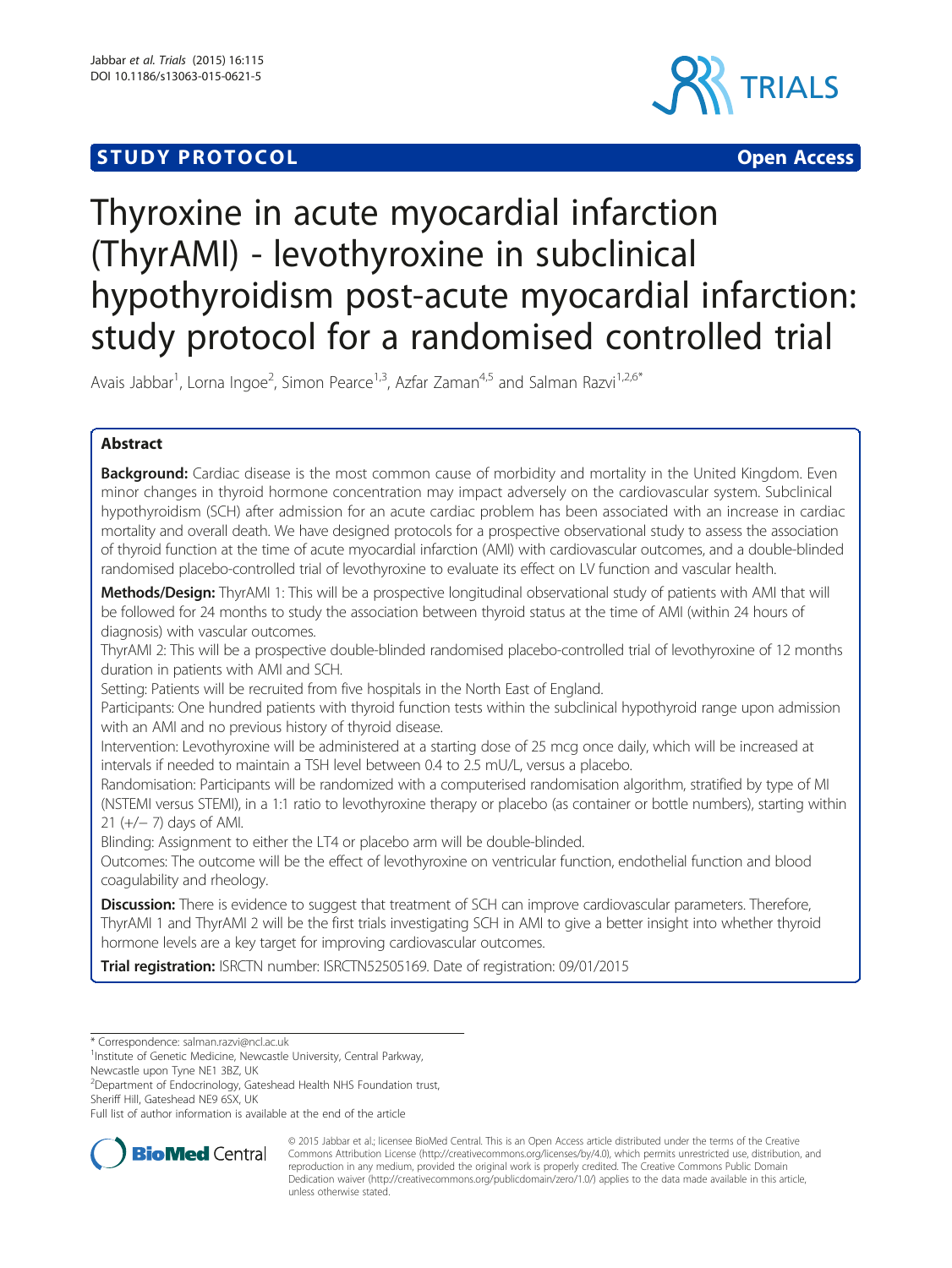**STUDY PROTOCOL** **Open Access**

# Thyroxine in acute myocardial infarction (ThyrAMI) - levothyroxine in subclinical hypothyroidism post-acute myocardial infarction: study protocol for a randomised controlled trial

Avais Jabbar[1], Lorna Ingoe[2], Simon Pearce[1,3], Azfar Zaman[4,5] and Salman Razvi[1,2,6*]

## Abstract

**Background:** Cardiac disease is the most common cause of morbidity and mortality in the United Kingdom. Even minor changes in thyroid hormone concentration may impact adversely on the cardiovascular system. Subclinical hypothyroidism (SCH) after admission for an acute cardiac problem has been associated with an increase in cardiac mortality and overall death. We have designed protocols for a prospective observational study to assess the association of thyroid function at the time of acute myocardial infarction (AMI) with cardiovascular outcomes, and a double-blinded randomised placebo-controlled trial of levothyroxine to evaluate its effect on LV function and vascular health.

**Methods/Design:** ThyrAMI 1: This will be a prospective longitudinal observational study of patients with AMI that will be followed for 24 months to study the association between thyroid status at the time of AMI (within 24 hours of diagnosis) with vascular outcomes.

ThyrAMI 2: This will be a prospective double-blinded randomised placebo-controlled trial of levothyroxine of 12 months duration in patients with AMI and SCH.

Setting: Patients will be recruited from five hospitals in the North East of England.

Participants: One hundred patients with thyroid function tests within the subclinical hypothyroid range upon admission with an AMI and no previous history of thyroid disease.

Intervention: Levothyroxine will be administered at a starting dose of 25 mcg once daily, which will be increased at intervals if needed to maintain a TSH level between 0.4 to 2.5 mU/L, versus a placebo.

Randomisation: Participants will be randomized with a computerised randomisation algorithm, stratified by type of MI (NSTEMI versus STEMI), in a 1:1 ratio to levothyroxine therapy or placebo (as container or bottle numbers), starting within 21 (+/− 7) days of AMI.

Blinding: Assignment to either the LT4 or placebo arm will be double-blinded.

Outcomes: The outcome will be the effect of levothyroxine on ventricular function, endothelial function and blood coagulability and rheology.

**Discussion:** There is evidence to suggest that treatment of SCH can improve cardiovascular parameters. Therefore, ThyrAMI 1 and ThyrAMI 2 will be the first trials investigating SCH in AMI to give a better insight into whether thyroid hormone levels are a key target for improving cardiovascular outcomes.

**Trial registration:** ISRCTN number: ISRCTN52505169. Date of registration: 09/01/2015

---

\* Correspondence: salman.razvi@ncl.ac.uk

[1]Institute of Genetic Medicine, Newcastle University, Central Parkway, Newcastle upon Tyne NE1 3BZ, UK

[2]Department of Endocrinology, Gateshead Health NHS Foundation trust, Sheriff Hill, Gateshead NE9 6SX, UK

Full list of author information is available at the end of the article

© 2015 Jabbar et al.; licensee BioMed Central. This is an Open Access article distributed under the terms of the Creative Commons Attribution License (http://creativecommons.org/licenses/by/4.0), which permits unrestricted use, distribution, and reproduction in any medium, provided the original work is properly credited. The Creative Commons Public Domain Dedication waiver (http://creativecommons.org/publicdomain/zero/1.0/) applies to the data made available in this article, unless otherwise stated.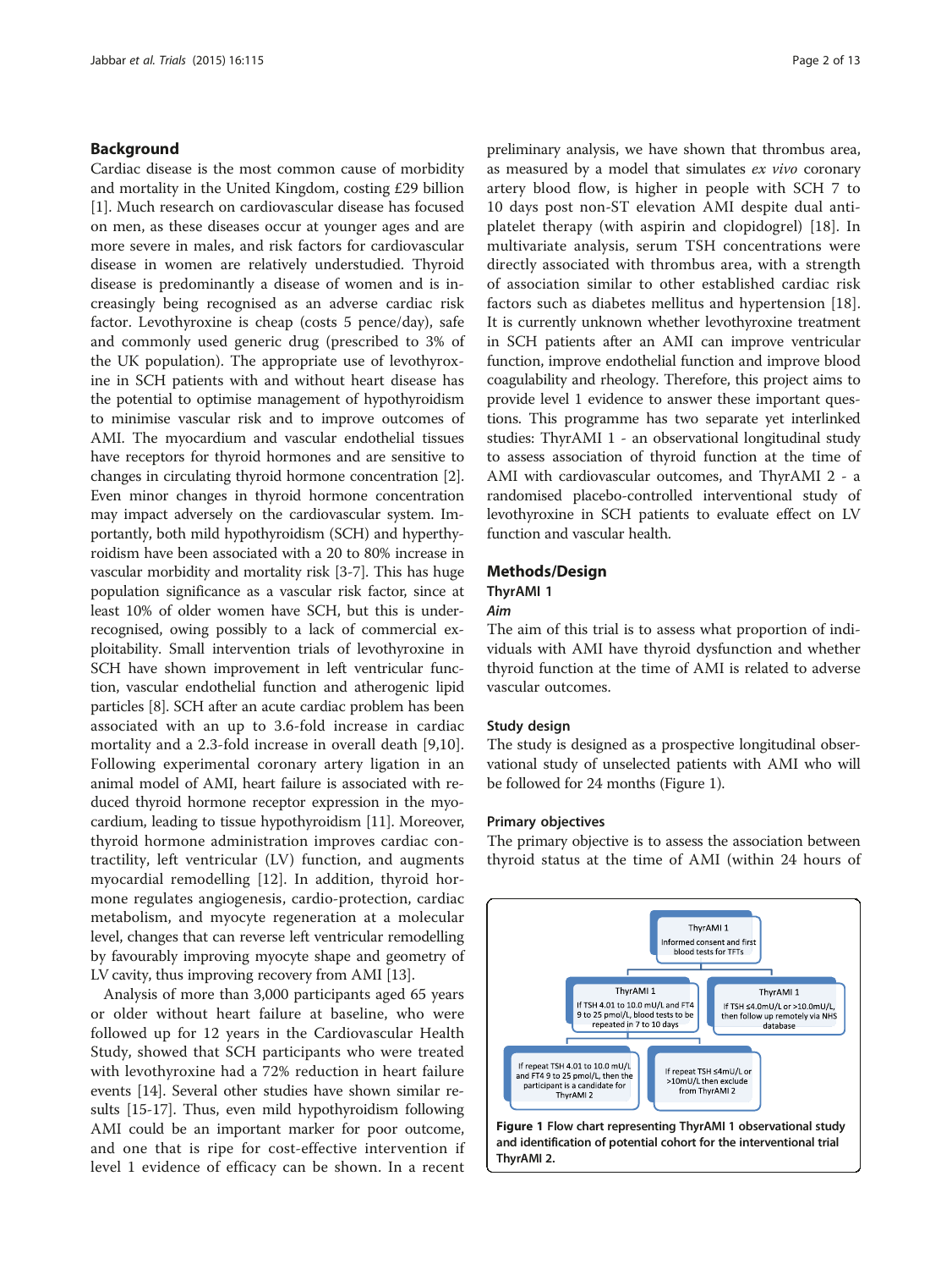## Background

Cardiac disease is the most common cause of morbidity and mortality in the United Kingdom, costing £29 billion [1]. Much research on cardiovascular disease has focused on men, as these diseases occur at younger ages and are more severe in males, and risk factors for cardiovascular disease in women are relatively understudied. Thyroid disease is predominantly a disease of women and is increasingly being recognised as an adverse cardiac risk factor. Levothyroxine is cheap (costs 5 pence/day), safe and commonly used generic drug (prescribed to 3% of the UK population). The appropriate use of levothyroxine in SCH patients with and without heart disease has the potential to optimise management of hypothyroidism to minimise vascular risk and to improve outcomes of AMI. The myocardium and vascular endothelial tissues have receptors for thyroid hormones and are sensitive to changes in circulating thyroid hormone concentration [2]. Even minor changes in thyroid hormone concentration may impact adversely on the cardiovascular system. Importantly, both mild hypothyroidism (SCH) and hyperthyroidism have been associated with a 20 to 80% increase in vascular morbidity and mortality risk [3-7]. This has huge population significance as a vascular risk factor, since at least 10% of older women have SCH, but this is under-recognised, owing possibly to a lack of commercial exploitability. Small intervention trials of levothyroxine in SCH have shown improvement in left ventricular function, vascular endothelial function and atherogenic lipid particles [8]. SCH after an acute cardiac problem has been associated with an up to 3.6-fold increase in cardiac mortality and a 2.3-fold increase in overall death [9,10]. Following experimental coronary artery ligation in an animal model of AMI, heart failure is associated with reduced thyroid hormone receptor expression in the myocardium, leading to tissue hypothyroidism [11]. Moreover, thyroid hormone administration improves cardiac contractility, left ventricular (LV) function, and augments myocardial remodelling [12]. In addition, thyroid hormone regulates angiogenesis, cardio-protection, cardiac metabolism, and myocyte regeneration at a molecular level, changes that can reverse left ventricular remodelling by favourably improving myocyte shape and geometry of LV cavity, thus improving recovery from AMI [13].

Analysis of more than 3,000 participants aged 65 years or older without heart failure at baseline, who were followed up for 12 years in the Cardiovascular Health Study, showed that SCH participants who were treated with levothyroxine had a 72% reduction in heart failure events [14]. Several other studies have shown similar results [15-17]. Thus, even mild hypothyroidism following AMI could be an important marker for poor outcome, and one that is ripe for cost-effective intervention if level 1 evidence of efficacy can be shown. In a recent preliminary analysis, we have shown that thrombus area, as measured by a model that simulates *ex vivo* coronary artery blood flow, is higher in people with SCH 7 to 10 days post non-ST elevation AMI despite dual antiplatelet therapy (with aspirin and clopidogrel) [18]. In multivariate analysis, serum TSH concentrations were directly associated with thrombus area, with a strength of association similar to other established cardiac risk factors such as diabetes mellitus and hypertension [18]. It is currently unknown whether levothyroxine treatment in SCH patients after an AMI can improve ventricular function, improve endothelial function and improve blood coagulability and rheology. Therefore, this project aims to provide level 1 evidence to answer these important questions. This programme has two separate yet interlinked studies: ThyrAMI 1 - an observational longitudinal study to assess association of thyroid function at the time of AMI with cardiovascular outcomes, and ThyrAMI 2 - a randomised placebo-controlled interventional study of levothyroxine in SCH patients to evaluate effect on LV function and vascular health.

## Methods/Design

### ThyrAMI 1

#### *Aim*

The aim of this trial is to assess what proportion of individuals with AMI have thyroid dysfunction and whether thyroid function at the time of AMI is related to adverse vascular outcomes.

#### Study design

The study is designed as a prospective longitudinal observational study of unselected patients with AMI who will be followed for 24 months (Figure 1).

#### Primary objectives

The primary objective is to assess the association between thyroid status at the time of AMI (within 24 hours of

**Figure 1 Flow chart representing ThyrAMI 1 observational study and identification of potential cohort for the interventional trial ThyrAMI 2.**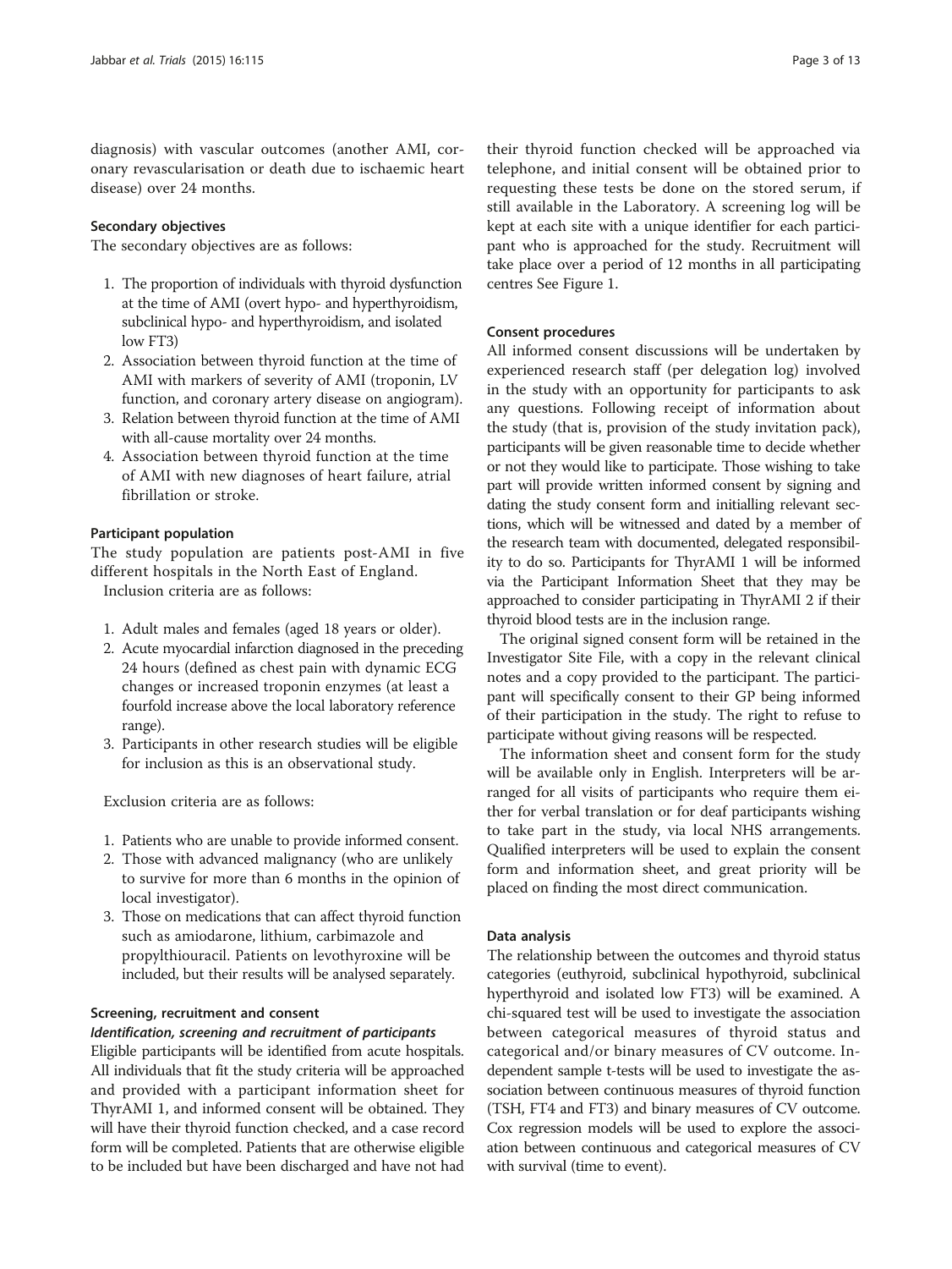diagnosis) with vascular outcomes (another AMI, coronary revascularisation or death due to ischaemic heart disease) over 24 months.

#### Secondary objectives

The secondary objectives are as follows:

1. The proportion of individuals with thyroid dysfunction at the time of AMI (overt hypo- and hyperthyroidism, subclinical hypo- and hyperthyroidism, and isolated low FT3)
2. Association between thyroid function at the time of AMI with markers of severity of AMI (troponin, LV function, and coronary artery disease on angiogram).
3. Relation between thyroid function at the time of AMI with all-cause mortality over 24 months.
4. Association between thyroid function at the time of AMI with new diagnoses of heart failure, atrial fibrillation or stroke.

#### Participant population

The study population are patients post-AMI in five different hospitals in the North East of England.

Inclusion criteria are as follows:

1. Adult males and females (aged 18 years or older).
2. Acute myocardial infarction diagnosed in the preceding 24 hours (defined as chest pain with dynamic ECG changes or increased troponin enzymes (at least a fourfold increase above the local laboratory reference range).
3. Participants in other research studies will be eligible for inclusion as this is an observational study.

Exclusion criteria are as follows:

1. Patients who are unable to provide informed consent.
2. Those with advanced malignancy (who are unlikely to survive for more than 6 months in the opinion of local investigator).
3. Those on medications that can affect thyroid function such as amiodarone, lithium, carbimazole and propylthiouracil. Patients on levothyroxine will be included, but their results will be analysed separately.

#### Screening, recruitment and consent

##### *Identification, screening and recruitment of participants*

Eligible participants will be identified from acute hospitals. All individuals that fit the study criteria will be approached and provided with a participant information sheet for ThyrAMI 1, and informed consent will be obtained. They will have their thyroid function checked, and a case record form will be completed. Patients that are otherwise eligible to be included but have been discharged and have not had their thyroid function checked will be approached via telephone, and initial consent will be obtained prior to requesting these tests be done on the stored serum, if still available in the Laboratory. A screening log will be kept at each site with a unique identifier for each participant who is approached for the study. Recruitment will take place over a period of 12 months in all participating centres See Figure 1.

#### Consent procedures

All informed consent discussions will be undertaken by experienced research staff (per delegation log) involved in the study with an opportunity for participants to ask any questions. Following receipt of information about the study (that is, provision of the study invitation pack), participants will be given reasonable time to decide whether or not they would like to participate. Those wishing to take part will provide written informed consent by signing and dating the study consent form and initialling relevant sections, which will be witnessed and dated by a member of the research team with documented, delegated responsibility to do so. Participants for ThyrAMI 1 will be informed via the Participant Information Sheet that they may be approached to consider participating in ThyrAMI 2 if their thyroid blood tests are in the inclusion range.

The original signed consent form will be retained in the Investigator Site File, with a copy in the relevant clinical notes and a copy provided to the participant. The participant will specifically consent to their GP being informed of their participation in the study. The right to refuse to participate without giving reasons will be respected.

The information sheet and consent form for the study will be available only in English. Interpreters will be arranged for all visits of participants who require them either for verbal translation or for deaf participants wishing to take part in the study, via local NHS arrangements. Qualified interpreters will be used to explain the consent form and information sheet, and great priority will be placed on finding the most direct communication.

#### Data analysis

The relationship between the outcomes and thyroid status categories (euthyroid, subclinical hypothyroid, subclinical hyperthyroid and isolated low FT3) will be examined. A chi-squared test will be used to investigate the association between categorical measures of thyroid status and categorical and/or binary measures of CV outcome. Independent sample t-tests will be used to investigate the association between continuous measures of thyroid function (TSH, FT4 and FT3) and binary measures of CV outcome. Cox regression models will be used to explore the association between continuous and categorical measures of CV with survival (time to event).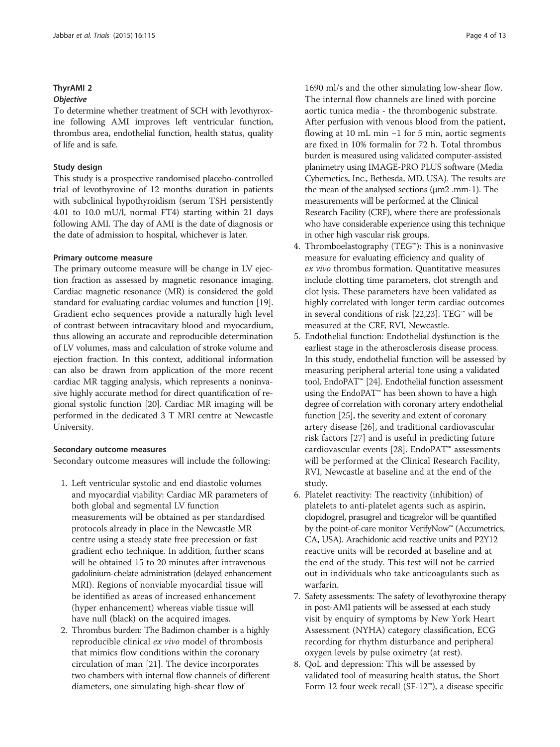### ThyrAMI 2

#### *Objective*

To determine whether treatment of SCH with levothyroxine following AMI improves left ventricular function, thrombus area, endothelial function, health status, quality of life and is safe.

#### Study design

This study is a prospective randomised placebo-controlled trial of levothyroxine of 12 months duration in patients with subclinical hypothyroidism (serum TSH persistently 4.01 to 10.0 mU/l, normal FT4) starting within 21 days following AMI. The day of AMI is the date of diagnosis or the date of admission to hospital, whichever is later.

#### Primary outcome measure

The primary outcome measure will be change in LV ejection fraction as assessed by magnetic resonance imaging. Cardiac magnetic resonance (MR) is considered the gold standard for evaluating cardiac volumes and function [19]. Gradient echo sequences provide a naturally high level of contrast between intracavitary blood and myocardium, thus allowing an accurate and reproducible determination of LV volumes, mass and calculation of stroke volume and ejection fraction. In this context, additional information can also be drawn from application of the more recent cardiac MR tagging analysis, which represents a noninvasive highly accurate method for direct quantification of regional systolic function [20]. Cardiac MR imaging will be performed in the dedicated 3 T MRI centre at Newcastle University.

#### Secondary outcome measures

Secondary outcome measures will include the following:

1. Left ventricular systolic and end diastolic volumes and myocardial viability: Cardiac MR parameters of both global and segmental LV function measurements will be obtained as per standardised protocols already in place in the Newcastle MR centre using a steady state free precession or fast gradient echo technique. In addition, further scans will be obtained 15 to 20 minutes after intravenous gadolinium-chelate administration (delayed enhancement MRI). Regions of nonviable myocardial tissue will be identified as areas of increased enhancement (hyper enhancement) whereas viable tissue will have null (black) on the acquired images.
2. Thrombus burden: The Badimon chamber is a highly reproducible clinical *ex vivo* model of thrombosis that mimics flow conditions within the coronary circulation of man [21]. The device incorporates two chambers with internal flow channels of different diameters, one simulating high-shear flow of 1690 ml/s and the other simulating low-shear flow. The internal flow channels are lined with porcine aortic tunica media - the thrombogenic substrate. After perfusion with venous blood from the patient, flowing at 10 mL min −1 for 5 min, aortic segments are fixed in 10% formalin for 72 h. Total thrombus burden is measured using validated computer-assisted planimetry using IMAGE-PRO PLUS software (Media Cybernetics, Inc., Bethesda, MD, USA). The results are the mean of the analysed sections (μm2 .mm-1). The measurements will be performed at the Clinical Research Facility (CRF), where there are professionals who have considerable experience using this technique in other high vascular risk groups.
4. Thromboelastography (TEG™): This is a noninvasive measure for evaluating efficiency and quality of *ex vivo* thrombus formation. Quantitative measures include clotting time parameters, clot strength and clot lysis. These parameters have been validated as highly correlated with longer term cardiac outcomes in several conditions of risk [22,23]. TEG™ will be measured at the CRF, RVI, Newcastle.
5. Endothelial function: Endothelial dysfunction is the earliest stage in the atherosclerosis disease process. In this study, endothelial function will be assessed by measuring peripheral arterial tone using a validated tool, EndoPAT™ [24]. Endothelial function assessment using the EndoPAT™ has been shown to have a high degree of correlation with coronary artery endothelial function [25], the severity and extent of coronary artery disease [26], and traditional cardiovascular risk factors [27] and is useful in predicting future cardiovascular events [28]. EndoPAT™ assessments will be performed at the Clinical Research Facility, RVI, Newcastle at baseline and at the end of the study.
6. Platelet reactivity: The reactivity (inhibition) of platelets to anti-platelet agents such as aspirin, clopidogrel, prasugrel and ticagrelor will be quantified by the point-of-care monitor VerifyNow™ (Accumetrics, CA, USA). Arachidonic acid reactive units and P2Y12 reactive units will be recorded at baseline and at the end of the study. This test will not be carried out in individuals who take anticoagulants such as warfarin.
7. Safety assessments: The safety of levothyroxine therapy in post-AMI patients will be assessed at each study visit by enquiry of symptoms by New York Heart Assessment (NYHA) category classification, ECG recording for rhythm disturbance and peripheral oxygen levels by pulse oximetry (at rest).
8. QoL and depression: This will be assessed by validated tool of measuring health status, the Short Form 12 four week recall (SF-12™), a disease specific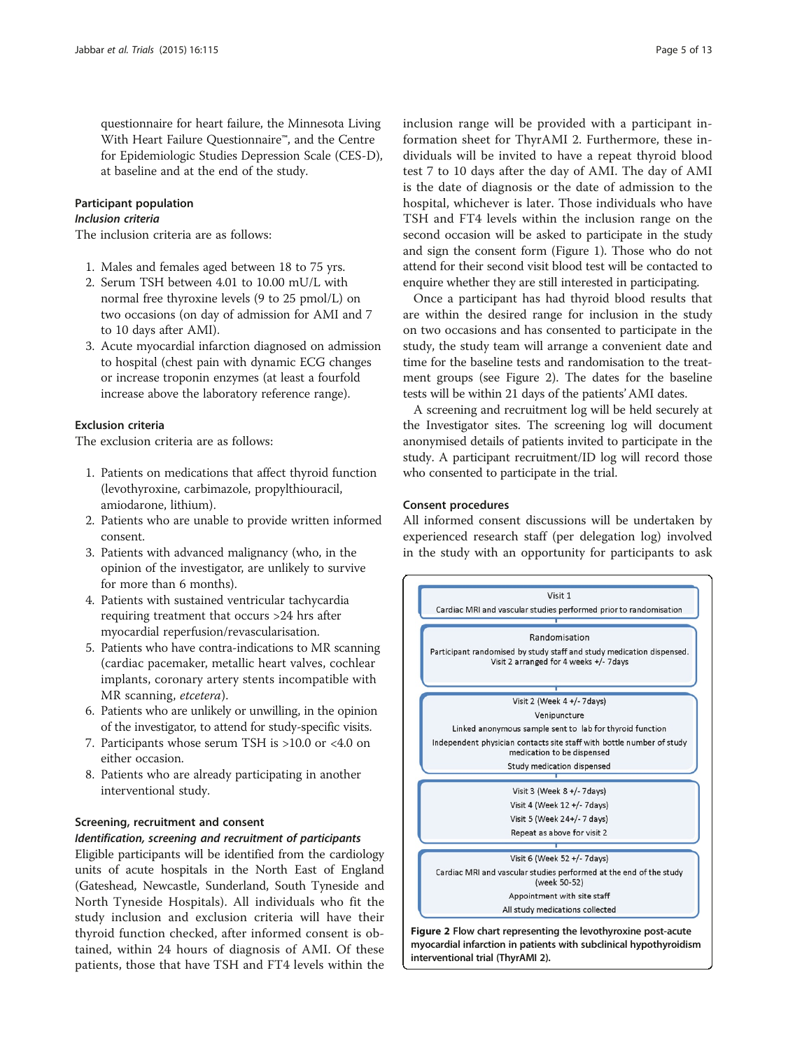questionnaire for heart failure, the Minnesota Living With Heart Failure Questionnaire™, and the Centre for Epidemiologic Studies Depression Scale (CES-D), at baseline and at the end of the study.

### Participant population

#### *Inclusion criteria*

The inclusion criteria are as follows:

1. Males and females aged between 18 to 75 yrs.
2. Serum TSH between 4.01 to 10.00 mU/L with normal free thyroxine levels (9 to 25 pmol/L) on two occasions (on day of admission for AMI and 7 to 10 days after AMI).
3. Acute myocardial infarction diagnosed on admission to hospital (chest pain with dynamic ECG changes or increase troponin enzymes (at least a fourfold increase above the laboratory reference range).

### Exclusion criteria

The exclusion criteria are as follows:

1. Patients on medications that affect thyroid function (levothyroxine, carbimazole, propylthiouracil, amiodarone, lithium).
2. Patients who are unable to provide written informed consent.
3. Patients with advanced malignancy (who, in the opinion of the investigator, are unlikely to survive for more than 6 months).
4. Patients with sustained ventricular tachycardia requiring treatment that occurs >24 hrs after myocardial reperfusion/revascularisation.
5. Patients who have contra-indications to MR scanning (cardiac pacemaker, metallic heart valves, cochlear implants, coronary artery stents incompatible with MR scanning, *etcetera*).
6. Patients who are unlikely or unwilling, in the opinion of the investigator, to attend for study-specific visits.
7. Participants whose serum TSH is >10.0 or <4.0 on either occasion.
8. Patients who are already participating in another interventional study.

### Screening, recruitment and consent

#### *Identification, screening and recruitment of participants*

Eligible participants will be identified from the cardiology units of acute hospitals in the North East of England (Gateshead, Newcastle, Sunderland, South Tyneside and North Tyneside Hospitals). All individuals who fit the study inclusion and exclusion criteria will have their thyroid function checked, after informed consent is obtained, within 24 hours of diagnosis of AMI. Of these patients, those that have TSH and FT4 levels within the inclusion range will be provided with a participant information sheet for ThyrAMI 2. Furthermore, these individuals will be invited to have a repeat thyroid blood test 7 to 10 days after the day of AMI. The day of AMI is the date of diagnosis or the date of admission to the hospital, whichever is later. Those individuals who have TSH and FT4 levels within the inclusion range on the second occasion will be asked to participate in the study and sign the consent form (Figure 1). Those who do not attend for their second visit blood test will be contacted to enquire whether they are still interested in participating.

Once a participant has had thyroid blood results that are within the desired range for inclusion in the study on two occasions and has consented to participate in the study, the study team will arrange a convenient date and time for the baseline tests and randomisation to the treatment groups (see Figure 2). The dates for the baseline tests will be within 21 days of the patients' AMI dates.

A screening and recruitment log will be held securely at the Investigator sites. The screening log will document anonymised details of patients invited to participate in the study. A participant recruitment/ID log will record those who consented to participate in the trial.

### Consent procedures

All informed consent discussions will be undertaken by experienced research staff (per delegation log) involved in the study with an opportunity for participants to ask

Visit 1
Cardiac MRI and vascular studies performed prior to randomisation

Randomisation
Participant randomised by study staff and study medication dispensed.
Visit 2 arranged for 4 weeks +/- 7days

Visit 2 (Week 4 +/- 7days)
Venipuncture
Linked anonymous sample sent to lab for thyroid function
Independent physician contacts site staff with bottle number of study medication to be dispensed
Study medication dispensed

Visit 3 (Week 8 +/- 7days)
Visit 4 (Week 12 +/- 7days)
Visit 5 (Week 24+/- 7 days)
Repeat as above for visit 2

Visit 6 (Week 52 +/- 7days)
Cardiac MRI and vascular studies performed at the end of the study (week 50-52)
Appointment with site staff
All study medications collected

**Figure 2** Flow chart representing the levothyroxine post-acute myocardial infarction in patients with subclinical hypothyroidism interventional trial (ThyrAMI 2).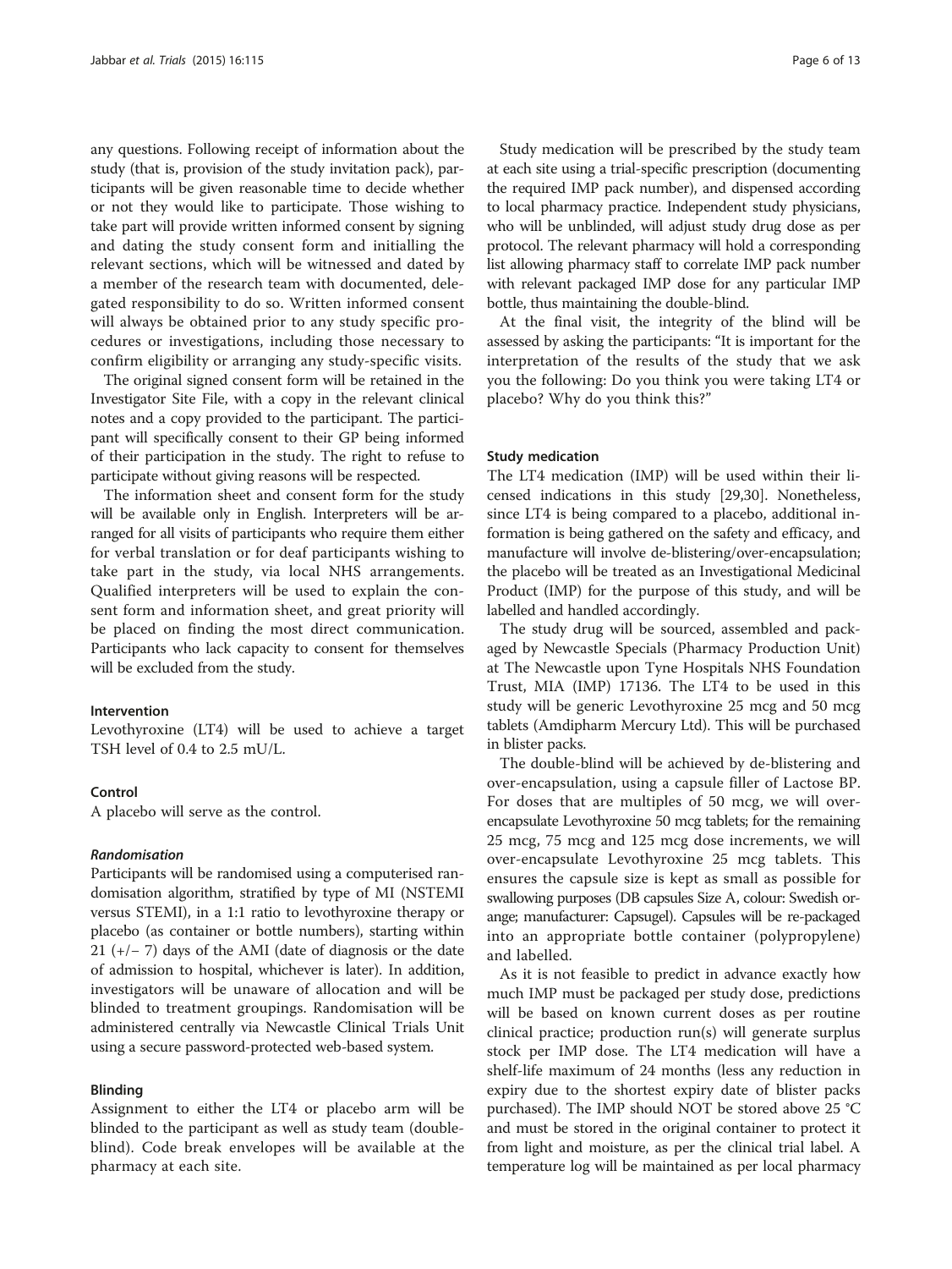any questions. Following receipt of information about the study (that is, provision of the study invitation pack), participants will be given reasonable time to decide whether or not they would like to participate. Those wishing to take part will provide written informed consent by signing and dating the study consent form and initialling the relevant sections, which will be witnessed and dated by a member of the research team with documented, delegated responsibility to do so. Written informed consent will always be obtained prior to any study specific procedures or investigations, including those necessary to confirm eligibility or arranging any study-specific visits.

The original signed consent form will be retained in the Investigator Site File, with a copy in the relevant clinical notes and a copy provided to the participant. The participant will specifically consent to their GP being informed of their participation in the study. The right to refuse to participate without giving reasons will be respected.

The information sheet and consent form for the study will be available only in English. Interpreters will be arranged for all visits of participants who require them either for verbal translation or for deaf participants wishing to take part in the study, via local NHS arrangements. Qualified interpreters will be used to explain the consent form and information sheet, and great priority will be placed on finding the most direct communication. Participants who lack capacity to consent for themselves will be excluded from the study.

#### Intervention

Levothyroxine (LT4) will be used to achieve a target TSH level of 0.4 to 2.5 mU/L.

#### Control

A placebo will serve as the control.

##### *Randomisation*

Participants will be randomised using a computerised randomisation algorithm, stratified by type of MI (NSTEMI versus STEMI), in a 1:1 ratio to levothyroxine therapy or placebo (as container or bottle numbers), starting within 21 (+/− 7) days of the AMI (date of diagnosis or the date of admission to hospital, whichever is later). In addition, investigators will be unaware of allocation and will be blinded to treatment groupings. Randomisation will be administered centrally via Newcastle Clinical Trials Unit using a secure password-protected web-based system.

#### Blinding

Assignment to either the LT4 or placebo arm will be blinded to the participant as well as study team (double-blind). Code break envelopes will be available at the pharmacy at each site.

Study medication will be prescribed by the study team at each site using a trial-specific prescription (documenting the required IMP pack number), and dispensed according to local pharmacy practice. Independent study physicians, who will be unblinded, will adjust study drug dose as per protocol. The relevant pharmacy will hold a corresponding list allowing pharmacy staff to correlate IMP pack number with relevant packaged IMP dose for any particular IMP bottle, thus maintaining the double-blind.

At the final visit, the integrity of the blind will be assessed by asking the participants: "It is important for the interpretation of the results of the study that we ask you the following: Do you think you were taking LT4 or placebo? Why do you think this?"

#### Study medication

The LT4 medication (IMP) will be used within their licensed indications in this study [29,30]. Nonetheless, since LT4 is being compared to a placebo, additional information is being gathered on the safety and efficacy, and manufacture will involve de-blistering/over-encapsulation; the placebo will be treated as an Investigational Medicinal Product (IMP) for the purpose of this study, and will be labelled and handled accordingly.

The study drug will be sourced, assembled and packaged by Newcastle Specials (Pharmacy Production Unit) at The Newcastle upon Tyne Hospitals NHS Foundation Trust, MIA (IMP) 17136. The LT4 to be used in this study will be generic Levothyroxine 25 mcg and 50 mcg tablets (Amdipharm Mercury Ltd). This will be purchased in blister packs.

The double-blind will be achieved by de-blistering and over-encapsulation, using a capsule filler of Lactose BP. For doses that are multiples of 50 mcg, we will over-encapsulate Levothyroxine 50 mcg tablets; for the remaining 25 mcg, 75 mcg and 125 mcg dose increments, we will over-encapsulate Levothyroxine 25 mcg tablets. This ensures the capsule size is kept as small as possible for swallowing purposes (DB capsules Size A, colour: Swedish orange; manufacturer: Capsugel). Capsules will be re-packaged into an appropriate bottle container (polypropylene) and labelled.

As it is not feasible to predict in advance exactly how much IMP must be packaged per study dose, predictions will be based on known current doses as per routine clinical practice; production run(s) will generate surplus stock per IMP dose. The LT4 medication will have a shelf-life maximum of 24 months (less any reduction in expiry due to the shortest expiry date of blister packs purchased). The IMP should NOT be stored above 25 °C and must be stored in the original container to protect it from light and moisture, as per the clinical trial label. A temperature log will be maintained as per local pharmacy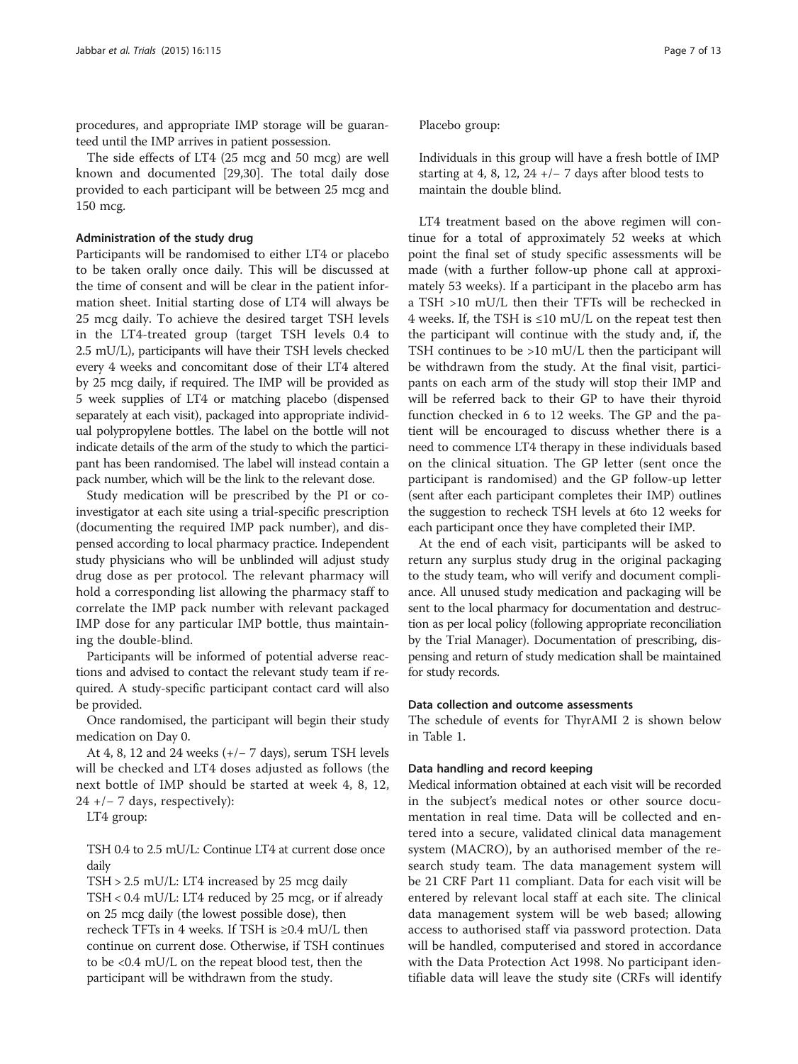procedures, and appropriate IMP storage will be guaranteed until the IMP arrives in patient possession.

The side effects of LT4 (25 mcg and 50 mcg) are well known and documented [29,30]. The total daily dose provided to each participant will be between 25 mcg and 150 mcg.

#### Administration of the study drug

Participants will be randomised to either LT4 or placebo to be taken orally once daily. This will be discussed at the time of consent and will be clear in the patient information sheet. Initial starting dose of LT4 will always be 25 mcg daily. To achieve the desired target TSH levels in the LT4-treated group (target TSH levels 0.4 to 2.5 mU/L), participants will have their TSH levels checked every 4 weeks and concomitant dose of their LT4 altered by 25 mcg daily, if required. The IMP will be provided as 5 week supplies of LT4 or matching placebo (dispensed separately at each visit), packaged into appropriate individual polypropylene bottles. The label on the bottle will not indicate details of the arm of the study to which the participant has been randomised. The label will instead contain a pack number, which will be the link to the relevant dose.

Study medication will be prescribed by the PI or co-investigator at each site using a trial-specific prescription (documenting the required IMP pack number), and dispensed according to local pharmacy practice. Independent study physicians who will be unblinded will adjust study drug dose as per protocol. The relevant pharmacy will hold a corresponding list allowing the pharmacy staff to correlate the IMP pack number with relevant packaged IMP dose for any particular IMP bottle, thus maintaining the double-blind.

Participants will be informed of potential adverse reactions and advised to contact the relevant study team if required. A study-specific participant contact card will also be provided.

Once randomised, the participant will begin their study medication on Day 0.

At 4, 8, 12 and 24 weeks (+/− 7 days), serum TSH levels will be checked and LT4 doses adjusted as follows (the next bottle of IMP should be started at week 4, 8, 12, 24 +/− 7 days, respectively):

LT4 group:

> TSH 0.4 to 2.5 mU/L: Continue LT4 at current dose once daily
>
> TSH > 2.5 mU/L: LT4 increased by 25 mcg daily
>
> TSH < 0.4 mU/L: LT4 reduced by 25 mcg, or if already on 25 mcg daily (the lowest possible dose), then recheck TFTs in 4 weeks. If TSH is ≥0.4 mU/L then continue on current dose. Otherwise, if TSH continues to be <0.4 mU/L on the repeat blood test, then the participant will be withdrawn from the study.

Placebo group:

> Individuals in this group will have a fresh bottle of IMP starting at 4, 8, 12, 24 +/− 7 days after blood tests to maintain the double blind.

LT4 treatment based on the above regimen will continue for a total of approximately 52 weeks at which point the final set of study specific assessments will be made (with a further follow-up phone call at approximately 53 weeks). If a participant in the placebo arm has a TSH >10 mU/L then their TFTs will be rechecked in 4 weeks. If, the TSH is ≤10 mU/L on the repeat test then the participant will continue with the study and, if, the TSH continues to be >10 mU/L then the participant will be withdrawn from the study. At the final visit, participants on each arm of the study will stop their IMP and will be referred back to their GP to have their thyroid function checked in 6 to 12 weeks. The GP and the patient will be encouraged to discuss whether there is a need to commence LT4 therapy in these individuals based on the clinical situation. The GP letter (sent once the participant is randomised) and the GP follow-up letter (sent after each participant completes their IMP) outlines the suggestion to recheck TSH levels at 6to 12 weeks for each participant once they have completed their IMP.

At the end of each visit, participants will be asked to return any surplus study drug in the original packaging to the study team, who will verify and document compliance. All unused study medication and packaging will be sent to the local pharmacy for documentation and destruction as per local policy (following appropriate reconciliation by the Trial Manager). Documentation of prescribing, dispensing and return of study medication shall be maintained for study records.

#### Data collection and outcome assessments

The schedule of events for ThyrAMI 2 is shown below in Table 1.

#### Data handling and record keeping

Medical information obtained at each visit will be recorded in the subject's medical notes or other source documentation in real time. Data will be collected and entered into a secure, validated clinical data management system (MACRO), by an authorised member of the research study team. The data management system will be 21 CRF Part 11 compliant. Data for each visit will be entered by relevant local staff at each site. The clinical data management system will be web based; allowing access to authorised staff via password protection. Data will be handled, computerised and stored in accordance with the Data Protection Act 1998. No participant identifiable data will leave the study site (CRFs will identify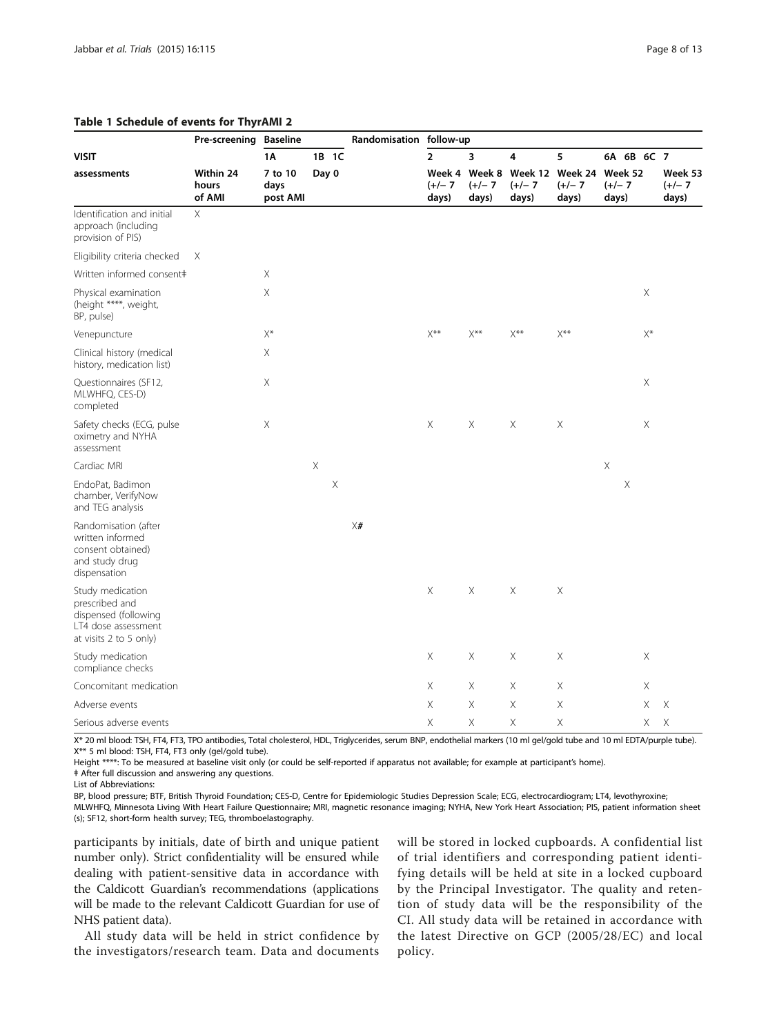**Table 1 Schedule of events for ThyrAMI 2**

| | Pre-screening | Baseline | | | Randomisation | follow-up | | | | | | | |
|---|---|---|---|---|---|---|---|---|---|---|---|---|---|
| **VISIT** | | **1A** | **1B** | **1C** | | **2** | **3** | **4** | **5** | **6A** | **6B** | **6C** | **7** |
| **assessments** | **Within 24 hours of AMI** | **7 to 10 days post AMI** | **Day 0** | | | **Week 4 (+/− 7 days)** | **Week 8 (+/− 7 days)** | **Week 12 (+/− 7 days)** | **Week 24 (+/− 7 days)** | **Week 52 (+/− 7 days)** | | | **Week 53 (+/− 7 days)** |
| Identification and initial approach (including provision of PIS) | X | | | | | | | | | | | | |
| Eligibility criteria checked | X | | | | | | | | | | | | |
| Written informed consent‡ | | X | | | | | | | | | | | |
| Physical examination (height ****, weight, BP, pulse) | | X | | | | | | | | | | X | |
| Venepuncture | | X* | | | | X** | X** | X** | X** | | | X* | |
| Clinical history (medical history, medication list) | | X | | | | | | | | | | | |
| Questionnaires (SF12, MLWHFQ, CES-D) completed | | X | | | | | | | | | | X | |
| Safety checks (ECG, pulse oximetry and NYHA assessment | | X | | | | X | X | X | X | | | X | |
| Cardiac MRI | | | X | | | | | | | X | | | |
| EndoPat, Badimon chamber, VerifyNow and TEG analysis | | | | X | | | | | | | X | | |
| Randomisation (after written informed consent obtained) and study drug dispensation | | | | | X# | | | | | | | | |
| Study medication prescribed and dispensed (following LT4 dose assessment at visits 2 to 5 only) | | | | | | X | X | X | X | | | | |
| Study medication compliance checks | | | | | | X | X | X | X | | | X | |
| Concomitant medication | | | | | | X | X | X | X | | | X | |
| Adverse events | | | | | | X | X | X | X | | | X | X |
| Serious adverse events | | | | | | X | X | X | X | | | X | X |

X* 20 ml blood: TSH, FT4, FT3, TPO antibodies, Total cholesterol, HDL, Triglycerides, serum BNP, endothelial markers (10 ml gel/gold tube and 10 ml EDTA/purple tube).
X** 5 ml blood: TSH, FT4, FT3 only (gel/gold tube).
Height ****: To be measured at baseline visit only (or could be self-reported if apparatus not available; for example at participant's home).
‡ After full discussion and answering any questions.
List of Abbreviations:
BP, blood pressure; BTF, British Thyroid Foundation; CES-D, Centre for Epidemiologic Studies Depression Scale; ECG, electrocardiogram; LT4, levothyroxine; MLWHFQ, Minnesota Living With Heart Failure Questionnaire; MRI, magnetic resonance imaging; NYHA, New York Heart Association; PIS, patient information sheet (s); SF12, short-form health survey; TEG, thromboelastography.

participants by initials, date of birth and unique patient number only). Strict confidentiality will be ensured while dealing with patient-sensitive data in accordance with the Caldicott Guardian's recommendations (applications will be made to the relevant Caldicott Guardian for use of NHS patient data).

All study data will be held in strict confidence by the investigators/research team. Data and documents will be stored in locked cupboards. A confidential list of trial identifiers and corresponding patient identifying details will be held at site in a locked cupboard by the Principal Investigator. The quality and retention of study data will be the responsibility of the CI. All study data will be retained in accordance with the latest Directive on GCP (2005/28/EC) and local policy.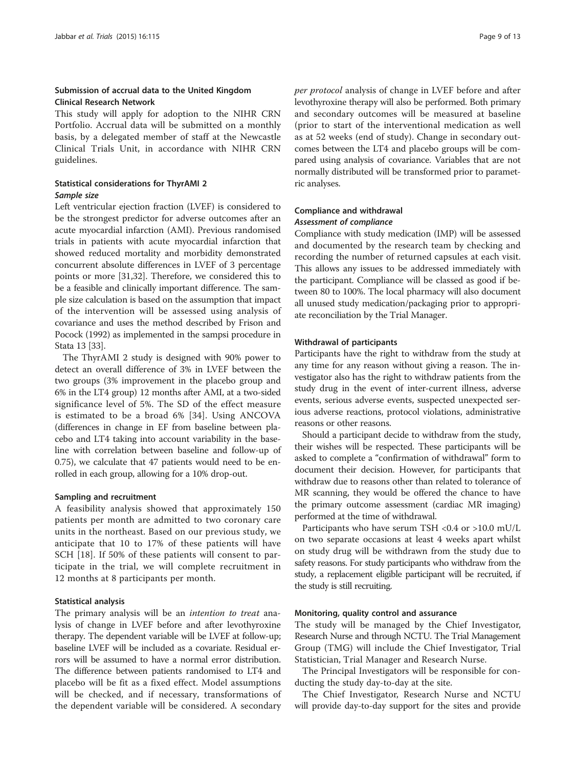### Submission of accrual data to the United Kingdom Clinical Research Network

This study will apply for adoption to the NIHR CRN Portfolio. Accrual data will be submitted on a monthly basis, by a delegated member of staff at the Newcastle Clinical Trials Unit, in accordance with NIHR CRN guidelines.

### Statistical considerations for ThyrAMI 2

#### Sample size

Left ventricular ejection fraction (LVEF) is considered to be the strongest predictor for adverse outcomes after an acute myocardial infarction (AMI). Previous randomised trials in patients with acute myocardial infarction that showed reduced mortality and morbidity demonstrated concurrent absolute differences in LVEF of 3 percentage points or more [31,32]. Therefore, we considered this to be a feasible and clinically important difference. The sample size calculation is based on the assumption that impact of the intervention will be assessed using analysis of covariance and uses the method described by Frison and Pocock (1992) as implemented in the sampsi procedure in Stata 13 [33].

The ThyrAMI 2 study is designed with 90% power to detect an overall difference of 3% in LVEF between the two groups (3% improvement in the placebo group and 6% in the LT4 group) 12 months after AMI, at a two-sided significance level of 5%. The SD of the effect measure is estimated to be a broad 6% [34]. Using ANCOVA (differences in change in EF from baseline between placebo and LT4 taking into account variability in the baseline with correlation between baseline and follow-up of 0.75), we calculate that 47 patients would need to be enrolled in each group, allowing for a 10% drop-out.

#### Sampling and recruitment

A feasibility analysis showed that approximately 150 patients per month are admitted to two coronary care units in the northeast. Based on our previous study, we anticipate that 10 to 17% of these patients will have SCH [18]. If 50% of these patients will consent to participate in the trial, we will complete recruitment in 12 months at 8 participants per month.

#### Statistical analysis

The primary analysis will be an *intention to treat* analysis of change in LVEF before and after levothyroxine therapy. The dependent variable will be LVEF at follow-up; baseline LVEF will be included as a covariate. Residual errors will be assumed to have a normal error distribution. The difference between patients randomised to LT4 and placebo will be fit as a fixed effect. Model assumptions will be checked, and if necessary, transformations of the dependent variable will be considered. A secondary *per protocol* analysis of change in LVEF before and after levothyroxine therapy will also be performed. Both primary and secondary outcomes will be measured at baseline (prior to start of the interventional medication as well as at 52 weeks (end of study). Change in secondary outcomes between the LT4 and placebo groups will be compared using analysis of covariance. Variables that are not normally distributed will be transformed prior to parametric analyses.

### Compliance and withdrawal

#### Assessment of compliance

Compliance with study medication (IMP) will be assessed and documented by the research team by checking and recording the number of returned capsules at each visit. This allows any issues to be addressed immediately with the participant. Compliance will be classed as good if between 80 to 100%. The local pharmacy will also document all unused study medication/packaging prior to appropriate reconciliation by the Trial Manager.

#### Withdrawal of participants

Participants have the right to withdraw from the study at any time for any reason without giving a reason. The investigator also has the right to withdraw patients from the study drug in the event of inter-current illness, adverse events, serious adverse events, suspected unexpected serious adverse reactions, protocol violations, administrative reasons or other reasons.

Should a participant decide to withdraw from the study, their wishes will be respected. These participants will be asked to complete a "confirmation of withdrawal" form to document their decision. However, for participants that withdraw due to reasons other than related to tolerance of MR scanning, they would be offered the chance to have the primary outcome assessment (cardiac MR imaging) performed at the time of withdrawal.

Participants who have serum TSH <0.4 or >10.0 mU/L on two separate occasions at least 4 weeks apart whilst on study drug will be withdrawn from the study due to safety reasons. For study participants who withdraw from the study, a replacement eligible participant will be recruited, if the study is still recruiting.

#### Monitoring, quality control and assurance

The study will be managed by the Chief Investigator, Research Nurse and through NCTU. The Trial Management Group (TMG) will include the Chief Investigator, Trial Statistician, Trial Manager and Research Nurse.

The Principal Investigators will be responsible for conducting the study day-to-day at the site.

The Chief Investigator, Research Nurse and NCTU will provide day-to-day support for the sites and provide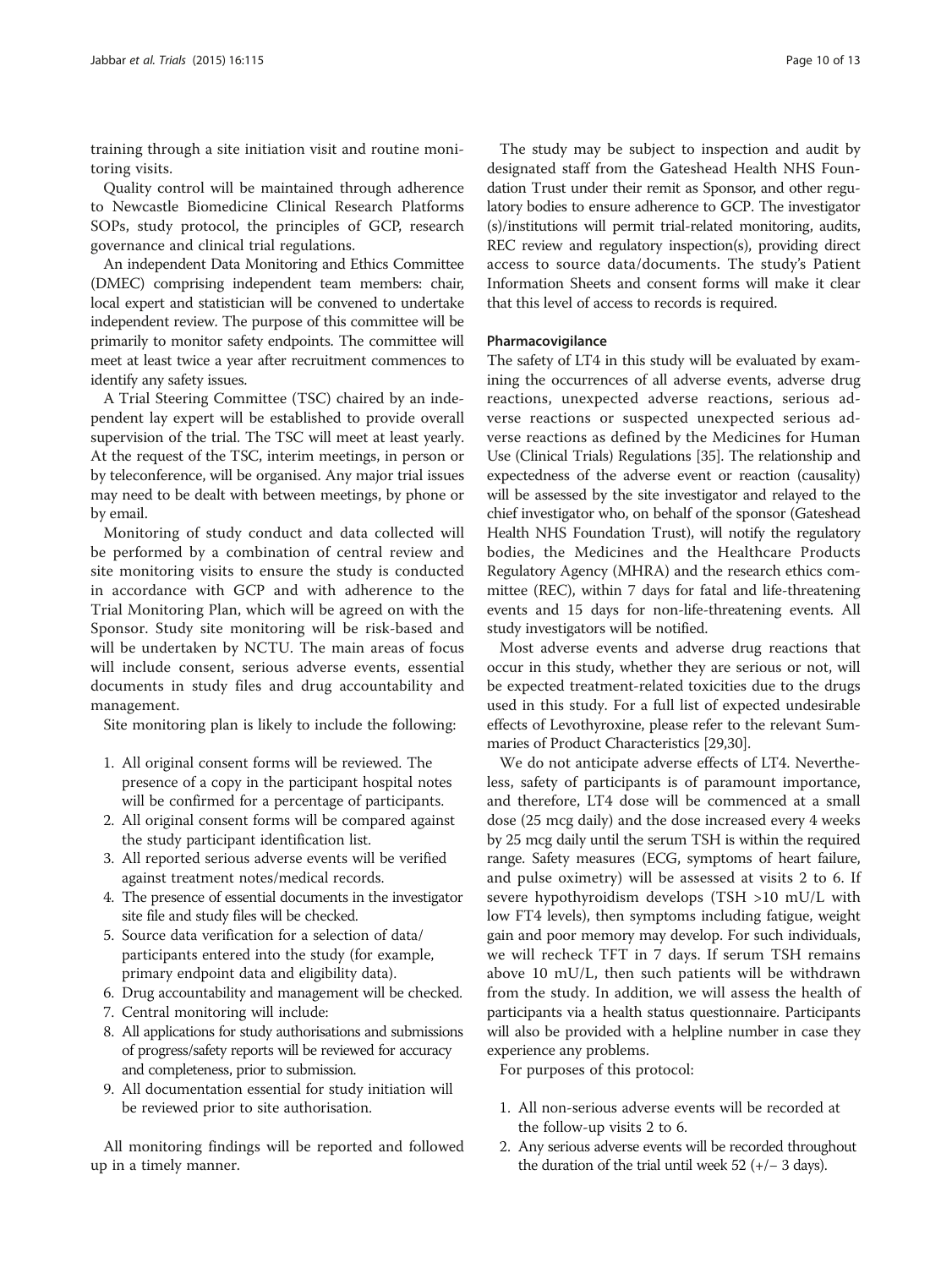training through a site initiation visit and routine monitoring visits.

Quality control will be maintained through adherence to Newcastle Biomedicine Clinical Research Platforms SOPs, study protocol, the principles of GCP, research governance and clinical trial regulations.

An independent Data Monitoring and Ethics Committee (DMEC) comprising independent team members: chair, local expert and statistician will be convened to undertake independent review. The purpose of this committee will be primarily to monitor safety endpoints. The committee will meet at least twice a year after recruitment commences to identify any safety issues.

A Trial Steering Committee (TSC) chaired by an independent lay expert will be established to provide overall supervision of the trial. The TSC will meet at least yearly. At the request of the TSC, interim meetings, in person or by teleconference, will be organised. Any major trial issues may need to be dealt with between meetings, by phone or by email.

Monitoring of study conduct and data collected will be performed by a combination of central review and site monitoring visits to ensure the study is conducted in accordance with GCP and with adherence to the Trial Monitoring Plan, which will be agreed on with the Sponsor. Study site monitoring will be risk-based and will be undertaken by NCTU. The main areas of focus will include consent, serious adverse events, essential documents in study files and drug accountability and management.

Site monitoring plan is likely to include the following:

1. All original consent forms will be reviewed. The presence of a copy in the participant hospital notes will be confirmed for a percentage of participants.
2. All original consent forms will be compared against the study participant identification list.
3. All reported serious adverse events will be verified against treatment notes/medical records.
4. The presence of essential documents in the investigator site file and study files will be checked.
5. Source data verification for a selection of data/ participants entered into the study (for example, primary endpoint data and eligibility data).
6. Drug accountability and management will be checked.
7. Central monitoring will include:
8. All applications for study authorisations and submissions of progress/safety reports will be reviewed for accuracy and completeness, prior to submission.
9. All documentation essential for study initiation will be reviewed prior to site authorisation.

All monitoring findings will be reported and followed up in a timely manner.

The study may be subject to inspection and audit by designated staff from the Gateshead Health NHS Foundation Trust under their remit as Sponsor, and other regulatory bodies to ensure adherence to GCP. The investigator (s)/institutions will permit trial-related monitoring, audits, REC review and regulatory inspection(s), providing direct access to source data/documents. The study's Patient Information Sheets and consent forms will make it clear that this level of access to records is required.

#### Pharmacovigilance

The safety of LT4 in this study will be evaluated by examining the occurrences of all adverse events, adverse drug reactions, unexpected adverse reactions, serious adverse reactions or suspected unexpected serious adverse reactions as defined by the Medicines for Human Use (Clinical Trials) Regulations [35]. The relationship and expectedness of the adverse event or reaction (causality) will be assessed by the site investigator and relayed to the chief investigator who, on behalf of the sponsor (Gateshead Health NHS Foundation Trust), will notify the regulatory bodies, the Medicines and the Healthcare Products Regulatory Agency (MHRA) and the research ethics committee (REC), within 7 days for fatal and life-threatening events and 15 days for non-life-threatening events. All study investigators will be notified.

Most adverse events and adverse drug reactions that occur in this study, whether they are serious or not, will be expected treatment-related toxicities due to the drugs used in this study. For a full list of expected undesirable effects of Levothyroxine, please refer to the relevant Summaries of Product Characteristics [29,30].

We do not anticipate adverse effects of LT4. Nevertheless, safety of participants is of paramount importance, and therefore, LT4 dose will be commenced at a small dose (25 mcg daily) and the dose increased every 4 weeks by 25 mcg daily until the serum TSH is within the required range. Safety measures (ECG, symptoms of heart failure, and pulse oximetry) will be assessed at visits 2 to 6. If severe hypothyroidism develops (TSH >10 mU/L with low FT4 levels), then symptoms including fatigue, weight gain and poor memory may develop. For such individuals, we will recheck TFT in 7 days. If serum TSH remains above 10 mU/L, then such patients will be withdrawn from the study. In addition, we will assess the health of participants via a health status questionnaire. Participants will also be provided with a helpline number in case they experience any problems.

For purposes of this protocol:

1. All non-serious adverse events will be recorded at the follow-up visits 2 to 6.
2. Any serious adverse events will be recorded throughout the duration of the trial until week 52 (+/− 3 days).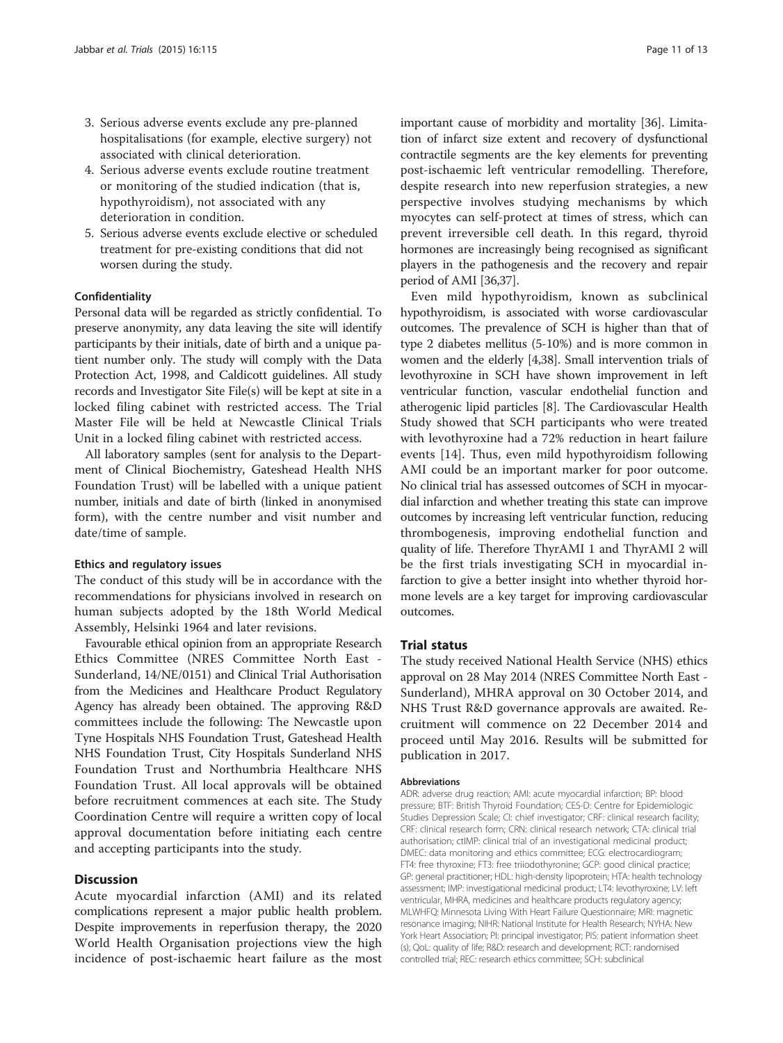3. Serious adverse events exclude any pre-planned hospitalisations (for example, elective surgery) not associated with clinical deterioration.
4. Serious adverse events exclude routine treatment or monitoring of the studied indication (that is, hypothyroidism), not associated with any deterioration in condition.
5. Serious adverse events exclude elective or scheduled treatment for pre-existing conditions that did not worsen during the study.

#### Confidentiality

Personal data will be regarded as strictly confidential. To preserve anonymity, any data leaving the site will identify participants by their initials, date of birth and a unique patient number only. The study will comply with the Data Protection Act, 1998, and Caldicott guidelines. All study records and Investigator Site File(s) will be kept at site in a locked filing cabinet with restricted access. The Trial Master File will be held at Newcastle Clinical Trials Unit in a locked filing cabinet with restricted access.

All laboratory samples (sent for analysis to the Department of Clinical Biochemistry, Gateshead Health NHS Foundation Trust) will be labelled with a unique patient number, initials and date of birth (linked in anonymised form), with the centre number and visit number and date/time of sample.

#### Ethics and regulatory issues

The conduct of this study will be in accordance with the recommendations for physicians involved in research on human subjects adopted by the 18th World Medical Assembly, Helsinki 1964 and later revisions.

Favourable ethical opinion from an appropriate Research Ethics Committee (NRES Committee North East - Sunderland, 14/NE/0151) and Clinical Trial Authorisation from the Medicines and Healthcare Product Regulatory Agency has already been obtained. The approving R&D committees include the following: The Newcastle upon Tyne Hospitals NHS Foundation Trust, Gateshead Health NHS Foundation Trust, City Hospitals Sunderland NHS Foundation Trust and Northumbria Healthcare NHS Foundation Trust. All local approvals will be obtained before recruitment commences at each site. The Study Coordination Centre will require a written copy of local approval documentation before initiating each centre and accepting participants into the study.

## Discussion

Acute myocardial infarction (AMI) and its related complications represent a major public health problem. Despite improvements in reperfusion therapy, the 2020 World Health Organisation projections view the high incidence of post-ischaemic heart failure as the most important cause of morbidity and mortality [36]. Limitation of infarct size extent and recovery of dysfunctional contractile segments are the key elements for preventing post-ischaemic left ventricular remodelling. Therefore, despite research into new reperfusion strategies, a new perspective involves studying mechanisms by which myocytes can self-protect at times of stress, which can prevent irreversible cell death. In this regard, thyroid hormones are increasingly being recognised as significant players in the pathogenesis and the recovery and repair period of AMI [36,37].

Even mild hypothyroidism, known as subclinical hypothyroidism, is associated with worse cardiovascular outcomes. The prevalence of SCH is higher than that of type 2 diabetes mellitus (5-10%) and is more common in women and the elderly [4,38]. Small intervention trials of levothyroxine in SCH have shown improvement in left ventricular function, vascular endothelial function and atherogenic lipid particles [8]. The Cardiovascular Health Study showed that SCH participants who were treated with levothyroxine had a 72% reduction in heart failure events [14]. Thus, even mild hypothyroidism following AMI could be an important marker for poor outcome. No clinical trial has assessed outcomes of SCH in myocardial infarction and whether treating this state can improve outcomes by increasing left ventricular function, reducing thrombogenesis, improving endothelial function and quality of life. Therefore ThyrAMI 1 and ThyrAMI 2 will be the first trials investigating SCH in myocardial infarction to give a better insight into whether thyroid hormone levels are a key target for improving cardiovascular outcomes.

## Trial status

The study received National Health Service (NHS) ethics approval on 28 May 2014 (NRES Committee North East - Sunderland), MHRA approval on 30 October 2014, and NHS Trust R&D governance approvals are awaited. Recruitment will commence on 22 December 2014 and proceed until May 2016. Results will be submitted for publication in 2017.

#### Abbreviations

ADR: adverse drug reaction; AMI: acute myocardial infarction; BP: blood pressure; BTF: British Thyroid Foundation; CES-D: Centre for Epidemiologic Studies Depression Scale; CI: chief investigator; CRF: clinical research facility; CRF: clinical research form; CRN: clinical research network; CTA: clinical trial authorisation; ctIMP: clinical trial of an investigational medicinal product; DMEC: data monitoring and ethics committee; ECG: electrocardiogram; FT4: free thyroxine; FT3: free triiodothyronine; GCP: good clinical practice; GP: general practitioner; HDL: high-density lipoprotein; HTA: health technology assessment; IMP: investigational medicinal product; LT4: levothyroxine; LV: left ventricular, MHRA, medicines and healthcare products regulatory agency; MLWHFQ: Minnesota Living With Heart Failure Questionnaire; MRI: magnetic resonance imaging; NIHR: National Institute for Health Research; NYHA: New York Heart Association; PI: principal investigator; PIS: patient information sheet (s); QoL: quality of life; R&D: research and development; RCT: randomised controlled trial; REC: research ethics committee; SCH: subclinical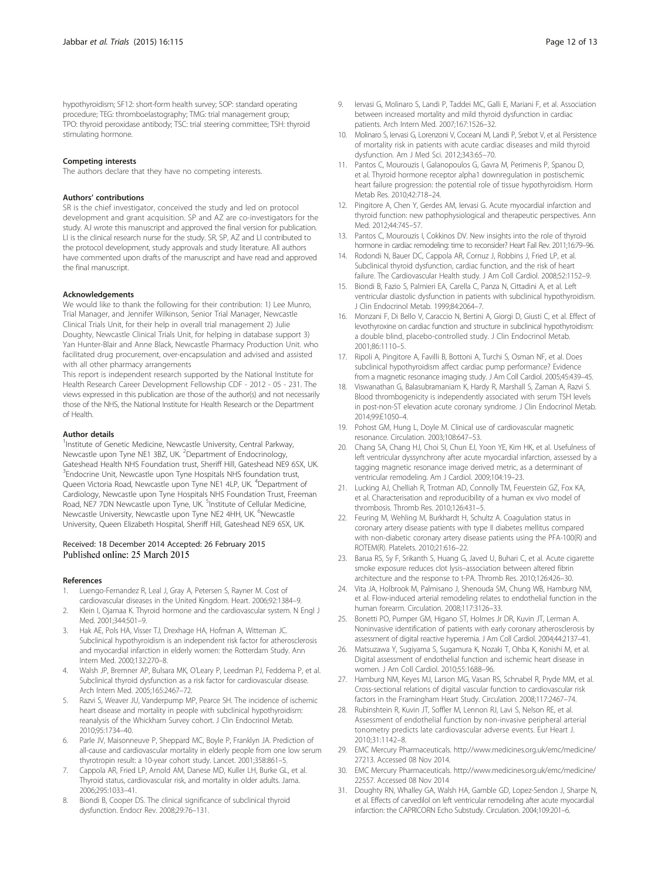hypothyroidism; SF12: short-form health survey; SOP: standard operating procedure; TEG: thromboelastography; TMG: trial management group; TPO: thyroid peroxidase antibody; TSC: trial steering committee; TSH: thyroid stimulating hormone.

#### Competing interests

The authors declare that they have no competing interests.

#### Authors' contributions

SR is the chief investigator, conceived the study and led on protocol development and grant acquisition. SP and AZ are co-investigators for the study. AJ wrote this manuscript and approved the final version for publication. LI is the clinical research nurse for the study. SR, SP, AZ and LI contributed to the protocol development, study approvals and study literature. All authors have commented upon drafts of the manuscript and have read and approved the final manuscript.

#### Acknowledgements

We would like to thank the following for their contribution: 1) Lee Munro, Trial Manager, and Jennifer Wilkinson, Senior Trial Manager, Newcastle Clinical Trials Unit, for their help in overall trial management 2) Julie Doughty, Newcastle Clinical Trials Unit, for helping in database support 3) Yan Hunter-Blair and Anne Black, Newcastle Pharmacy Production Unit. who facilitated drug procurement, over-encapsulation and advised and assisted with all other pharmacy arrangements

This report is independent research supported by the National Institute for Health Research Career Development Fellowship CDF - 2012 - 05 - 231. The views expressed in this publication are those of the author(s) and not necessarily those of the NHS, the National Institute for Health Research or the Department of Health.

#### Author details

[1]Institute of Genetic Medicine, Newcastle University, Central Parkway, Newcastle upon Tyne NE1 3BZ, UK. [2]Department of Endocrinology, Gateshead Health NHS Foundation trust, Sheriff Hill, Gateshead NE9 6SX, UK. [3]Endocrine Unit, Newcastle upon Tyne Hospitals NHS foundation trust, Queen Victoria Road, Newcastle upon Tyne NE1 4LP, UK. [4]Department of Cardiology, Newcastle upon Tyne Hospitals NHS Foundation Trust, Freeman Road, NE7 7DN Newcastle upon Tyne, UK. [5]Institute of Cellular Medicine, Newcastle University, Newcastle upon Tyne NE2 4HH, UK. [6]Newcastle University, Queen Elizabeth Hospital, Sheriff Hill, Gateshead NE9 6SX, UK.

Received: 18 December 2014 Accepted: 26 February 2015
Published online: 25 March 2015

#### References

1. Luengo-Fernandez R, Leal J, Gray A, Petersen S, Rayner M. Cost of cardiovascular diseases in the United Kingdom. Heart. 2006;92:1384–9.
2. Klein I, Ojamaa K. Thyroid hormone and the cardiovascular system. N Engl J Med. 2001;344:501–9.
3. Hak AE, Pols HA, Visser TJ, Drexhage HA, Hofman A, Witteman JC. Subclinical hypothyroidism is an independent risk factor for atherosclerosis and myocardial infarction in elderly women: the Rotterdam Study. Ann Intern Med. 2000;132:270–8.
4. Walsh JP, Bremner AP, Bulsara MK, O'Leary P, Leedman PJ, Feddema P, et al. Subclinical thyroid dysfunction as a risk factor for cardiovascular disease. Arch Intern Med. 2005;165:2467–72.
5. Razvi S, Weaver JU, Vanderpump MP, Pearce SH. The incidence of ischemic heart disease and mortality in people with subclinical hypothyroidism: reanalysis of the Whickham Survey cohort. J Clin Endocrinol Metab. 2010;95:1734–40.
6. Parle JV, Maisonneuve P, Sheppard MC, Boyle P, Franklyn JA. Prediction of all-cause and cardiovascular mortality in elderly people from one low serum thyrotropin result: a 10-year cohort study. Lancet. 2001;358:861–5.
7. Cappola AR, Fried LP, Arnold AM, Danese MD, Kuller LH, Burke GL, et al. Thyroid status, cardiovascular risk, and mortality in older adults. Jama. 2006;295:1033–41.
8. Biondi B, Cooper DS. The clinical significance of subclinical thyroid dysfunction. Endocr Rev. 2008;29:76–131.
9. Iervasi G, Molinaro S, Landi P, Taddei MC, Galli E, Mariani F, et al. Association between increased mortality and mild thyroid dysfunction in cardiac patients. Arch Intern Med. 2007;167:1526–32.
10. Molinaro S, Iervasi G, Lorenzoni V, Coceani M, Landi P, Srebot V, et al. Persistence of mortality risk in patients with acute cardiac diseases and mild thyroid dysfunction. Am J Med Sci. 2012;343:65–70.
11. Pantos C, Mourouzis I, Galanopoulos G, Gavra M, Perimenis P, Spanou D, et al. Thyroid hormone receptor alpha1 downregulation in postischemic heart failure progression: the potential role of tissue hypothyroidism. Horm Metab Res. 2010;42:718–24.
12. Pingitore A, Chen Y, Gerdes AM, Iervasi G. Acute myocardial infarction and thyroid function: new pathophysiological and therapeutic perspectives. Ann Med. 2012;44:745–57.
13. Pantos C, Mourouzis I, Cokkinos DV. New insights into the role of thyroid hormone in cardiac remodeling: time to reconsider? Heart Fail Rev. 2011;16:79–96.
14. Rodondi N, Bauer DC, Cappola AR, Cornuz J, Robbins J, Fried LP, et al. Subclinical thyroid dysfunction, cardiac function, and the risk of heart failure. The Cardiovascular Health study. J Am Coll Cardiol. 2008;52:1152–9.
15. Biondi B, Fazio S, Palmieri EA, Carella C, Panza N, Cittadini A, et al. Left ventricular diastolic dysfunction in patients with subclinical hypothyroidism. J Clin Endocrinol Metab. 1999;84:2064–7.
16. Monzani F, Di Bello V, Caraccio N, Bertini A, Giorgi D, Giusti C, et al. Effect of levothyroxine on cardiac function and structure in subclinical hypothyroidism: a double blind, placebo-controlled study. J Clin Endocrinol Metab. 2001;86:1110–5.
17. Ripoli A, Pingitore A, Favilli B, Bottoni A, Turchi S, Osman NF, et al. Does subclinical hypothyroidism affect cardiac pump performance? Evidence from a magnetic resonance imaging study. J Am Coll Cardiol. 2005;45:439–45.
18. Viswanathan G, Balasubramaniam K, Hardy R, Marshall S, Zaman A, Razvi S. Blood thrombogenicity is independently associated with serum TSH levels in post-non-ST elevation acute coronary syndrome. J Clin Endocrinol Metab. 2014;99:E1050–4.
19. Pohost GM, Hung L, Doyle M. Clinical use of cardiovascular magnetic resonance. Circulation. 2003;108:647–53.
20. Chang SA, Chang HJ, Choi SI, Chun EJ, Yoon YE, Kim HK, et al. Usefulness of left ventricular dyssynchrony after acute myocardial infarction, assessed by a tagging magnetic resonance image derived metric, as a determinant of ventricular remodeling. Am J Cardiol. 2009;104:19–23.
21. Lucking AJ, Chelliah R, Trotman AD, Connolly TM, Feuerstein GZ, Fox KA, et al. Characterisation and reproducibility of a human ex vivo model of thrombosis. Thromb Res. 2010;126:431–5.
22. Feuring M, Wehling M, Burkhardt H, Schultz A. Coagulation status in coronary artery disease patients with type II diabetes mellitus compared with non-diabetic coronary artery disease patients using the PFA-100(R) and ROTEM(R). Platelets. 2010;21:616–22.
23. Barua RS, Sy F, Srikanth S, Huang G, Javed U, Buhari C, et al. Acute cigarette smoke exposure reduces clot lysis–association between altered fibrin architecture and the response to t-PA. Thromb Res. 2010;126:426–30.
24. Vita JA, Holbrook M, Palmisano J, Shenouda SM, Chung WB, Hamburg NM, et al. Flow-induced arterial remodeling relates to endothelial function in the human forearm. Circulation. 2008;117:3126–33.
25. Bonetti PO, Pumper GM, Higano ST, Holmes Jr DR, Kuvin JT, Lerman A. Noninvasive identification of patients with early coronary atherosclerosis by assessment of digital reactive hyperemia. J Am Coll Cardiol. 2004;44:2137–41.
26. Matsuzawa Y, Sugiyama S, Sugamura K, Nozaki T, Ohba K, Konishi M, et al. Digital assessment of endothelial function and ischemic heart disease in women. J Am Coll Cardiol. 2010;55:1688–96.
27. Hamburg NM, Keyes MJ, Larson MG, Vasan RS, Schnabel R, Pryde MM, et al. Cross-sectional relations of digital vascular function to cardiovascular risk factors in the Framingham Heart Study. Circulation. 2008;117:2467–74.
28. Rubinshtein R, Kuvin JT, Soffler M, Lennon RJ, Lavi S, Nelson RE, et al. Assessment of endothelial function by non-invasive peripheral arterial tonometry predicts late cardiovascular adverse events. Eur Heart J. 2010;31:1142–8.
29. EMC Mercury Pharmaceuticals. http://www.medicines.org.uk/emc/medicine/27213. Accessed 08 Nov 2014.
30. EMC Mercury Pharmaceuticals. http://www.medicines.org.uk/emc/medicine/22557. Accessed 08 Nov 2014
31. Doughty RN, Whalley GA, Walsh HA, Gamble GD, Lopez-Sendon J, Sharpe N, et al. Effects of carvedilol on left ventricular remodeling after acute myocardial infarction: the CAPRICORN Echo Substudy. Circulation. 2004;109:201–6.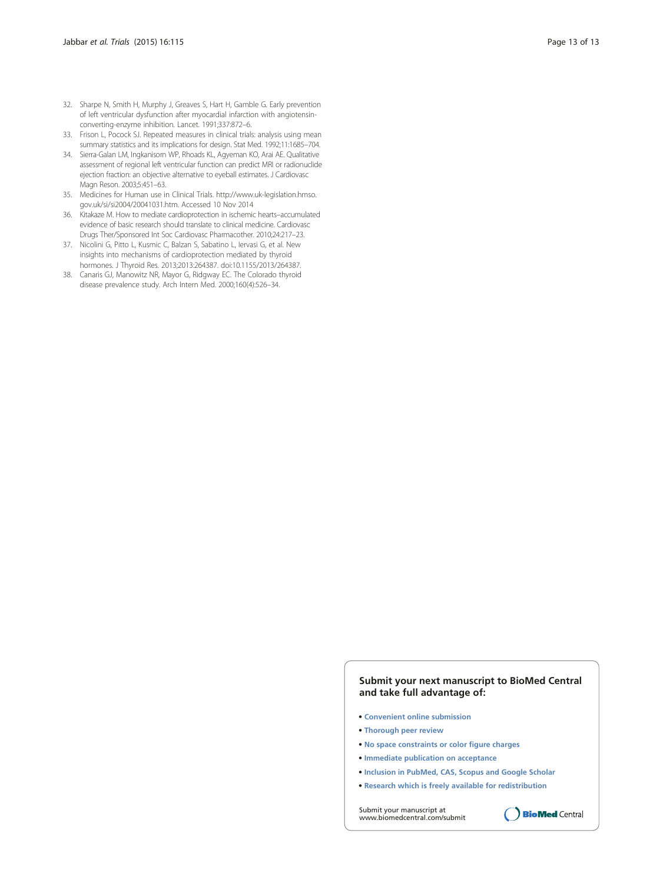32. Sharpe N, Smith H, Murphy J, Greaves S, Hart H, Gamble G. Early prevention of left ventricular dysfunction after myocardial infarction with angiotensin-converting-enzyme inhibition. Lancet. 1991;337:872–6.
33. Frison L, Pocock SJ. Repeated measures in clinical trials: analysis using mean summary statistics and its implications for design. Stat Med. 1992;11:1685–704.
34. Sierra-Galan LM, Ingkanisorn WP, Rhoads KL, Agyeman KO, Arai AE. Qualitative assessment of regional left ventricular function can predict MRI or radionuclide ejection fraction: an objective alternative to eyeball estimates. J Cardiovasc Magn Reson. 2003;5:451–63.
35. Medicines for Human use in Clinical Trials. http://www.uk-legislation.hmso.gov.uk/si/si2004/20041031.htm. Accessed 10 Nov 2014
36. Kitakaze M. How to mediate cardioprotection in ischemic hearts–accumulated evidence of basic research should translate to clinical medicine. Cardiovasc Drugs Ther/Sponsored Int Soc Cardiovasc Pharmacother. 2010;24:217–23.
37. Nicolini G, Pitto L, Kusmic C, Balzan S, Sabatino L, Iervasi G, et al. New insights into mechanisms of cardioprotection mediated by thyroid hormones. J Thyroid Res. 2013;2013:264387. doi:10.1155/2013/264387.
38. Canaris GJ, Manowitz NR, Mayor G, Ridgway EC. The Colorado thyroid disease prevalence study. Arch Intern Med. 2000;160(4):526–34.

**Submit your next manuscript to BioMed Central and take full advantage of:**

- **Convenient online submission**
- **Thorough peer review**
- **No space constraints or color figure charges**
- **Immediate publication on acceptance**
- **Inclusion in PubMed, CAS, Scopus and Google Scholar**
- **Research which is freely available for redistribution**

Submit your manuscript at
www.biomedcentral.com/submit

BioMed Central